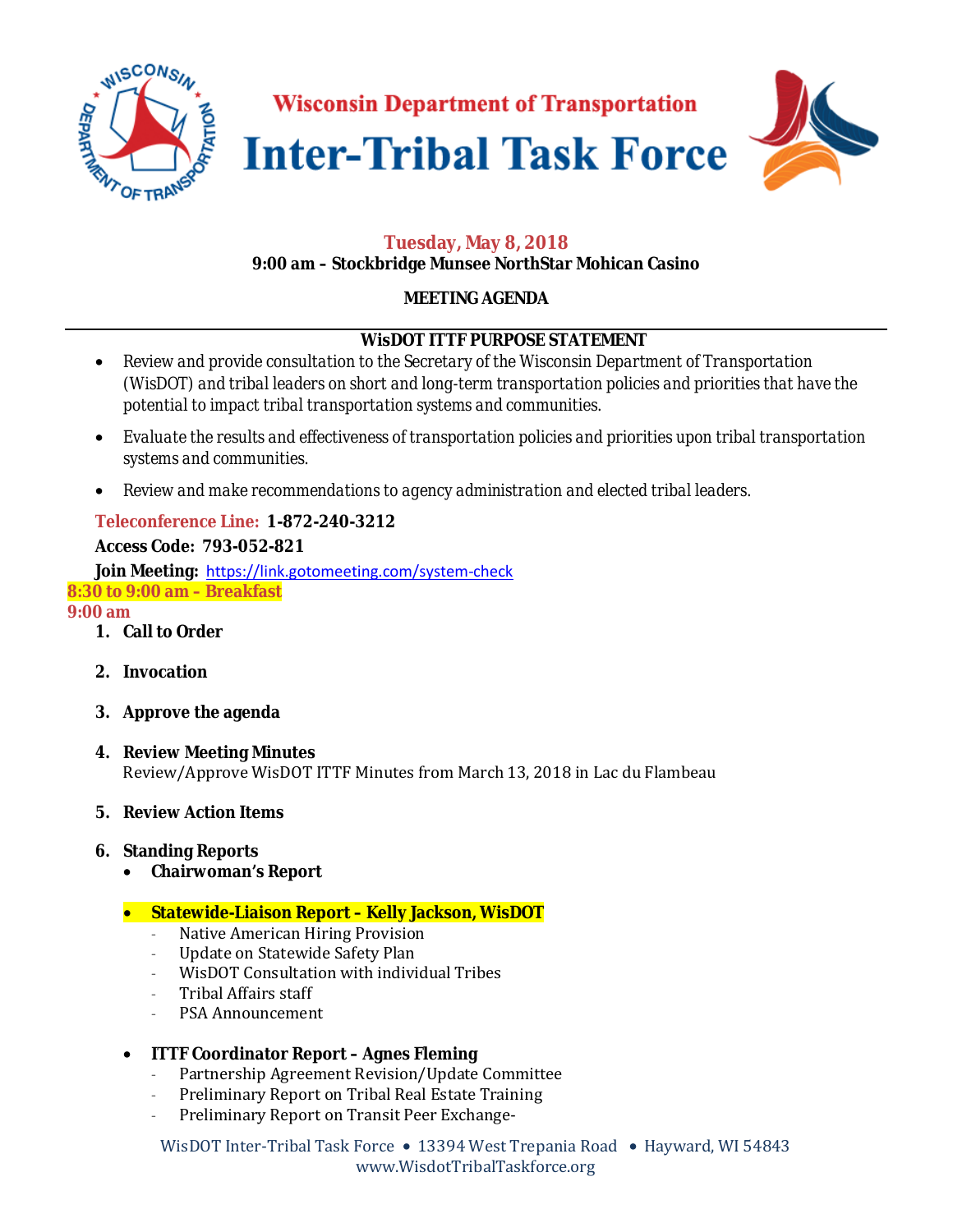# Wisconsin Department of Transportation

# Inter-Tribal Task Force

**Tuesday, May 8, 2018**
**9:00 am – Stockbridge Munsee NorthStar Mohican Casino**

**MEETING AGENDA**

---

**WisDOT ITTF PURPOSE STATEMENT**

- Review and provide consultation to the Secretary of the Wisconsin Department of Transportation (WisDOT) and tribal leaders on short and long-term transportation policies and priorities that have the potential to impact tribal transportation systems and communities.
- Evaluate the results and effectiveness of transportation policies and priorities upon tribal transportation systems and communities.
- Review and make recommendations to agency administration and elected tribal leaders.

**Teleconference Line: 1-872-240-3212**

**Access Code: 793-052-821**

**Join Meeting:** https://link.gotomeeting.com/system-check

**8:30 to 9:00 am – Breakfast**

**9:00 am**

1. **Call to Order**

2. **Invocation**

3. **Approve the agenda**

4. **Review Meeting Minutes**
   Review/Approve WisDOT ITTF Minutes from March 13, 2018 in Lac du Flambeau

5. **Review Action Items**

6. **Standing Reports**
   - **Chairwoman's Report**
   - **Statewide-Liaison Report – Kelly Jackson, WisDOT**
     - Native American Hiring Provision
     - Update on Statewide Safety Plan
     - WisDOT Consultation with individual Tribes
     - Tribal Affairs staff
     - PSA Announcement
   - **ITTF Coordinator Report – Agnes Fleming**
     - Partnership Agreement Revision/Update Committee
     - Preliminary Report on Tribal Real Estate Training
     - Preliminary Report on Transit Peer Exchange-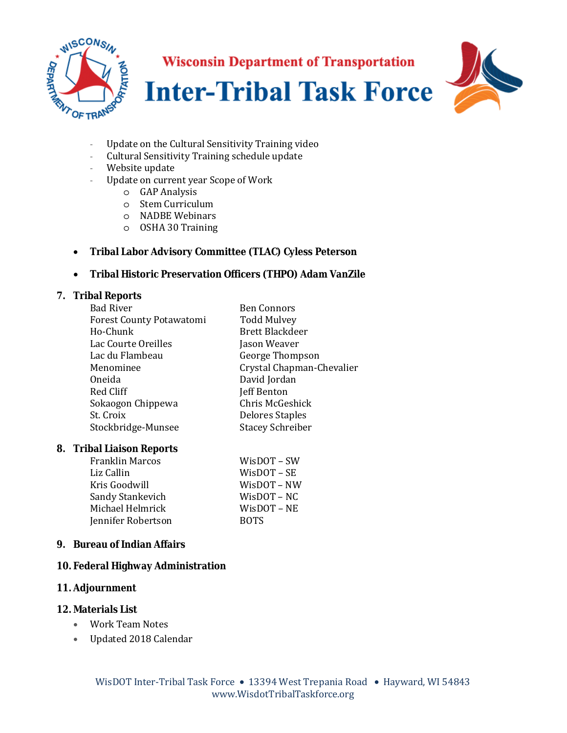- Update on the Cultural Sensitivity Training video
- Cultural Sensitivity Training schedule update
- Website update
- Update on current year Scope of Work
    - GAP Analysis
    - Stem Curriculum
    - NADBE Webinars
    - OSHA 30 Training

- **Tribal Labor Advisory Committee (TLAC) Cyless Peterson**
- **Tribal Historic Preservation Officers (THPO) Adam VanZile**

## 7. Tribal Reports

| | |
|---|---|
| Bad River | Ben Connors |
| Forest County Potawatomi | Todd Mulvey |
| Ho-Chunk | Brett Blackdeer |
| Lac Courte Oreilles | Jason Weaver |
| Lac du Flambeau | George Thompson |
| Menominee | Crystal Chapman-Chevalier |
| Oneida | David Jordan |
| Red Cliff | Jeff Benton |
| Sokaogon Chippewa | Chris McGeshick |
| St. Croix | Delores Staples |
| Stockbridge-Munsee | Stacey Schreiber |

## 8. Tribal Liaison Reports

| | |
|---|---|
| Franklin Marcos | WisDOT – SW |
| Liz Callin | WisDOT – SE |
| Kris Goodwill | WisDOT – NW |
| Sandy Stankevich | WisDOT – NC |
| Michael Helmrick | WisDOT – NE |
| Jennifer Robertson | BOTS |

## 9. Bureau of Indian Affairs

## 10. Federal Highway Administration

## 11. Adjournment

## 12. Materials List

- Work Team Notes
- Updated 2018 Calendar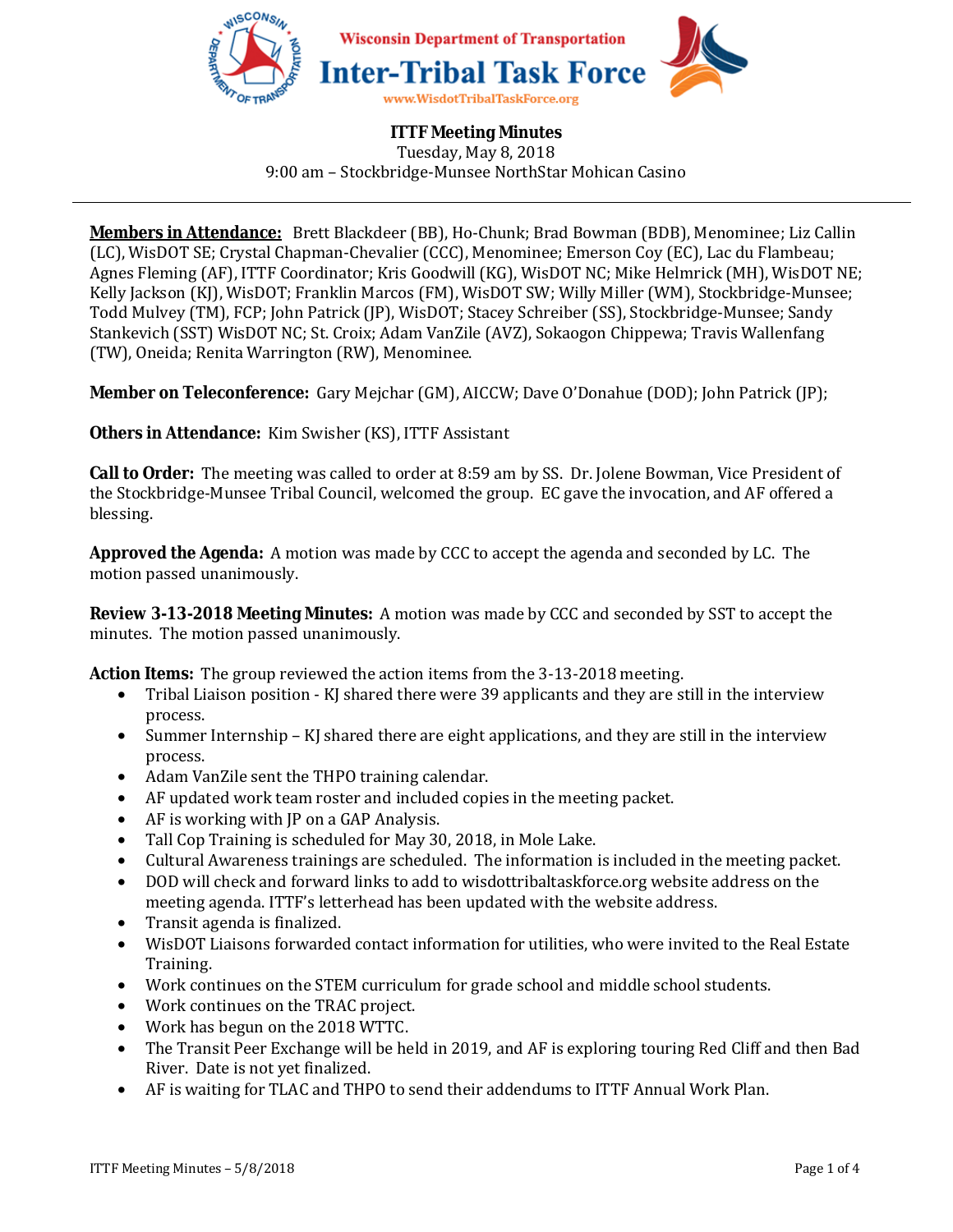Wisconsin Department of Transportation

# Inter-Tribal Task Force

www.WisdotTribalTaskForce.org

## ITTF Meeting Minutes

Tuesday, May 8, 2018
9:00 am – Stockbridge-Munsee NorthStar Mohican Casino

---

**Members in Attendance:** Brett Blackdeer (BB), Ho-Chunk; Brad Bowman (BDB), Menominee; Liz Callin (LC), WisDOT SE; Crystal Chapman-Chevalier (CCC), Menominee; Emerson Coy (EC), Lac du Flambeau; Agnes Fleming (AF), ITTF Coordinator; Kris Goodwill (KG), WisDOT NC; Mike Helmrick (MH), WisDOT NE; Kelly Jackson (KJ), WisDOT; Franklin Marcos (FM), WisDOT SW; Willy Miller (WM), Stockbridge-Munsee; Todd Mulvey (TM), FCP; John Patrick (JP), WisDOT; Stacey Schreiber (SS), Stockbridge-Munsee; Sandy Stankevich (SST) WisDOT NC; St. Croix; Adam VanZile (AVZ), Sokaogon Chippewa; Travis Wallenfang (TW), Oneida; Renita Warrington (RW), Menominee.

**Member on Teleconference:** Gary Mejchar (GM), AICCW; Dave O'Donahue (DOD); John Patrick (JP);

**Others in Attendance:** Kim Swisher (KS), ITTF Assistant

**Call to Order:** The meeting was called to order at 8:59 am by SS. Dr. Jolene Bowman, Vice President of the Stockbridge-Munsee Tribal Council, welcomed the group. EC gave the invocation, and AF offered a blessing.

**Approved the Agenda:** A motion was made by CCC to accept the agenda and seconded by LC. The motion passed unanimously.

**Review 3-13-2018 Meeting Minutes:** A motion was made by CCC and seconded by SST to accept the minutes. The motion passed unanimously.

**Action Items:** The group reviewed the action items from the 3-13-2018 meeting.

- Tribal Liaison position - KJ shared there were 39 applicants and they are still in the interview process.
- Summer Internship – KJ shared there are eight applications, and they are still in the interview process.
- Adam VanZile sent the THPO training calendar.
- AF updated work team roster and included copies in the meeting packet.
- AF is working with JP on a GAP Analysis.
- Tall Cop Training is scheduled for May 30, 2018, in Mole Lake.
- Cultural Awareness trainings are scheduled. The information is included in the meeting packet.
- DOD will check and forward links to add to wisdottribaltaskforce.org website address on the meeting agenda. ITTF's letterhead has been updated with the website address.
- Transit agenda is finalized.
- WisDOT Liaisons forwarded contact information for utilities, who were invited to the Real Estate Training.
- Work continues on the STEM curriculum for grade school and middle school students.
- Work continues on the TRAC project.
- Work has begun on the 2018 WTTC.
- The Transit Peer Exchange will be held in 2019, and AF is exploring touring Red Cliff and then Bad River. Date is not yet finalized.
- AF is waiting for TLAC and THPO to send their addendums to ITTF Annual Work Plan.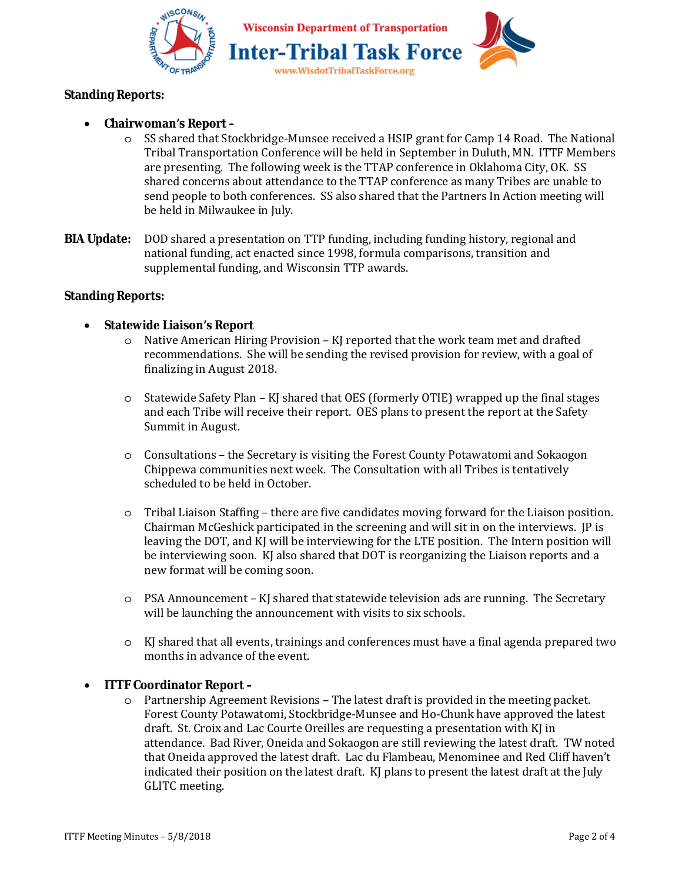## Standing Reports:

- **Chairwoman's Report –**
    - SS shared that Stockbridge-Munsee received a HSIP grant for Camp 14 Road. The National Tribal Transportation Conference will be held in September in Duluth, MN. ITTF Members are presenting. The following week is the TTAP conference in Oklahoma City, OK. SS shared concerns about attendance to the TTAP conference as many Tribes are unable to send people to both conferences. SS also shared that the Partners In Action meeting will be held in Milwaukee in July.

**BIA Update:** DOD shared a presentation on TTP funding, including funding history, regional and national funding, act enacted since 1998, formula comparisons, transition and supplemental funding, and Wisconsin TTP awards.

## Standing Reports:

- **Statewide Liaison's Report**
    - Native American Hiring Provision – KJ reported that the work team met and drafted recommendations. She will be sending the revised provision for review, with a goal of finalizing in August 2018.
    - Statewide Safety Plan – KJ shared that OES (formerly OTIE) wrapped up the final stages and each Tribe will receive their report. OES plans to present the report at the Safety Summit in August.
    - Consultations – the Secretary is visiting the Forest County Potawatomi and Sokaogon Chippewa communities next week. The Consultation with all Tribes is tentatively scheduled to be held in October.
    - Tribal Liaison Staffing – there are five candidates moving forward for the Liaison position. Chairman McGeshick participated in the screening and will sit in on the interviews. JP is leaving the DOT, and KJ will be interviewing for the LTE position. The Intern position will be interviewing soon. KJ also shared that DOT is reorganizing the Liaison reports and a new format will be coming soon.
    - PSA Announcement – KJ shared that statewide television ads are running. The Secretary will be launching the announcement with visits to six schools.
    - KJ shared that all events, trainings and conferences must have a final agenda prepared two months in advance of the event.

- **ITTF Coordinator Report –**
    - Partnership Agreement Revisions – The latest draft is provided in the meeting packet. Forest County Potawatomi, Stockbridge-Munsee and Ho-Chunk have approved the latest draft. St. Croix and Lac Courte Oreilles are requesting a presentation with KJ in attendance. Bad River, Oneida and Sokaogon are still reviewing the latest draft. TW noted that Oneida approved the latest draft. Lac du Flambeau, Menominee and Red Cliff haven't indicated their position on the latest draft. KJ plans to present the latest draft at the July GLITC meeting.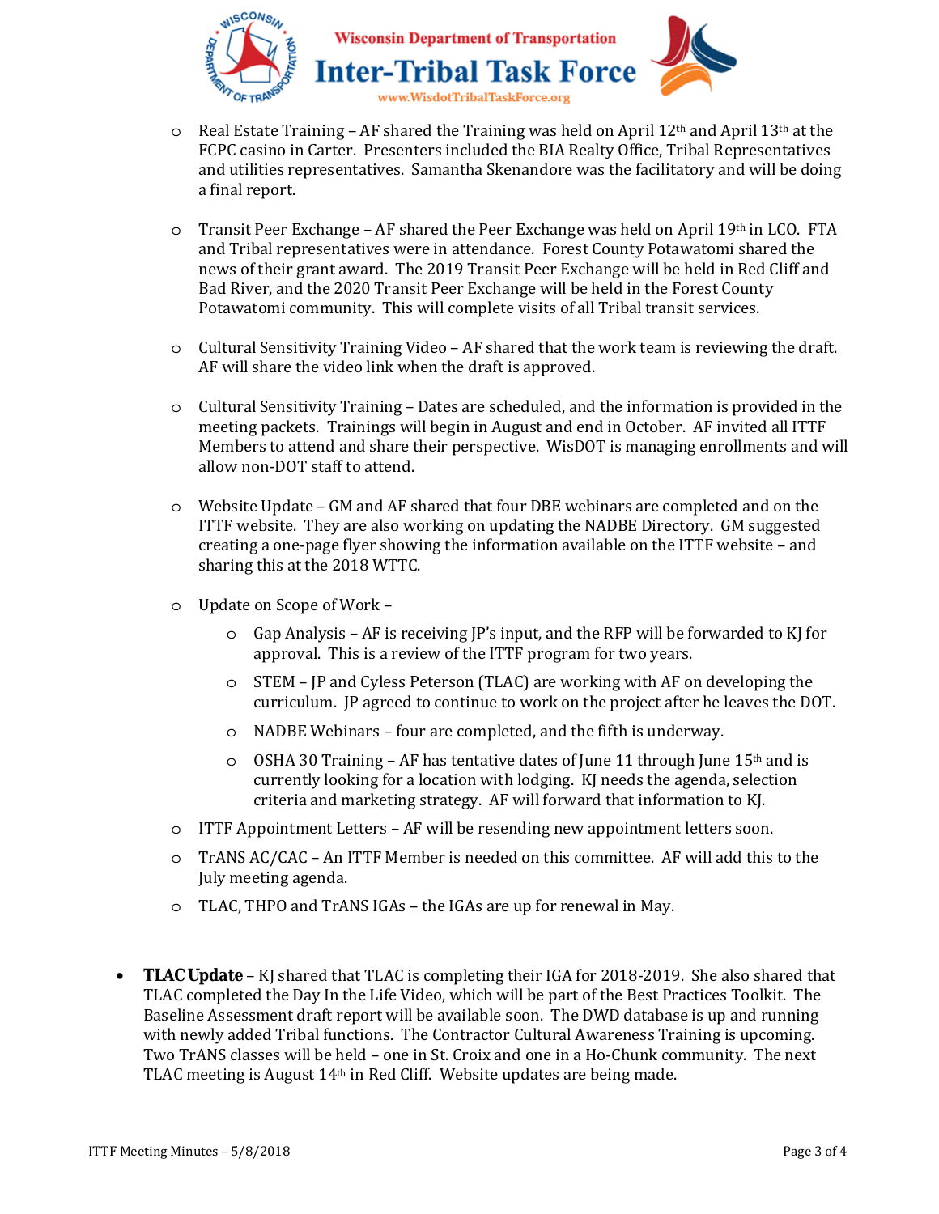- Real Estate Training – AF shared the Training was held on April 12th and April 13th at the FCPC casino in Carter. Presenters included the BIA Realty Office, Tribal Representatives and utilities representatives. Samantha Skenandore was the facilitatory and will be doing a final report.

- Transit Peer Exchange – AF shared the Peer Exchange was held on April 19th in LCO. FTA and Tribal representatives were in attendance. Forest County Potawatomi shared the news of their grant award. The 2019 Transit Peer Exchange will be held in Red Cliff and Bad River, and the 2020 Transit Peer Exchange will be held in the Forest County Potawatomi community. This will complete visits of all Tribal transit services.

- Cultural Sensitivity Training Video – AF shared that the work team is reviewing the draft. AF will share the video link when the draft is approved.

- Cultural Sensitivity Training – Dates are scheduled, and the information is provided in the meeting packets. Trainings will begin in August and end in October. AF invited all ITTF Members to attend and share their perspective. WisDOT is managing enrollments and will allow non-DOT staff to attend.

- Website Update – GM and AF shared that four DBE webinars are completed and on the ITTF website. They are also working on updating the NADBE Directory. GM suggested creating a one-page flyer showing the information available on the ITTF website – and sharing this at the 2018 WTTC.

- Update on Scope of Work –
  - Gap Analysis – AF is receiving JP's input, and the RFP will be forwarded to KJ for approval. This is a review of the ITTF program for two years.
  - STEM – JP and Cyless Peterson (TLAC) are working with AF on developing the curriculum. JP agreed to continue to work on the project after he leaves the DOT.
  - NADBE Webinars – four are completed, and the fifth is underway.
  - OSHA 30 Training – AF has tentative dates of June 11 through June 15th and is currently looking for a location with lodging. KJ needs the agenda, selection criteria and marketing strategy. AF will forward that information to KJ.
- ITTF Appointment Letters – AF will be resending new appointment letters soon.
- TrANS AC/CAC – An ITTF Member is needed on this committee. AF will add this to the July meeting agenda.
- TLAC, THPO and TrANS IGAs – the IGAs are up for renewal in May.

- **TLAC Update** – KJ shared that TLAC is completing their IGA for 2018-2019. She also shared that TLAC completed the Day In the Life Video, which will be part of the Best Practices Toolkit. The Baseline Assessment draft report will be available soon. The DWD database is up and running with newly added Tribal functions. The Contractor Cultural Awareness Training is upcoming. Two TrANS classes will be held – one in St. Croix and one in a Ho-Chunk community. The next TLAC meeting is August 14th in Red Cliff. Website updates are being made.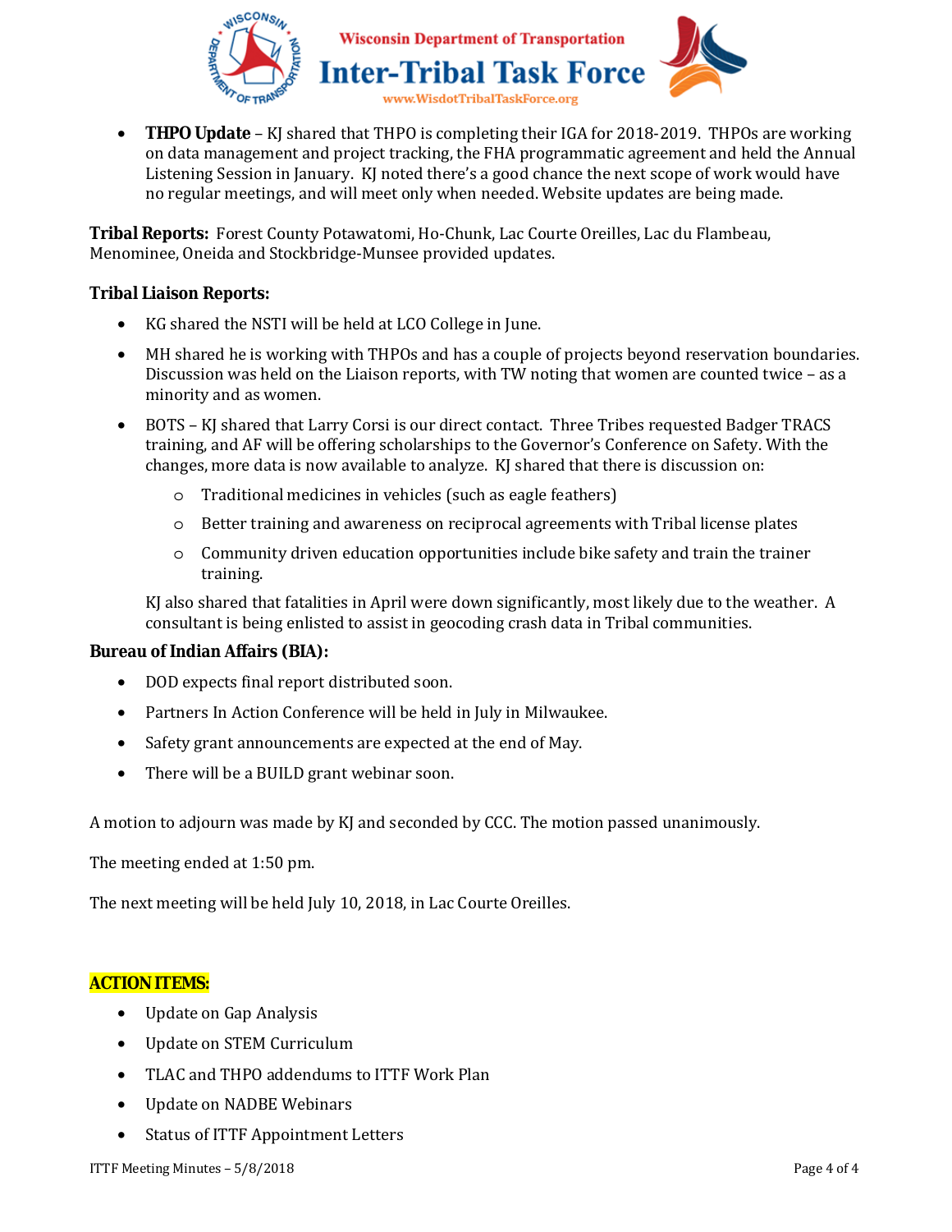- **THPO Update** – KJ shared that THPO is completing their IGA for 2018-2019. THPOs are working on data management and project tracking, the FHA programmatic agreement and held the Annual Listening Session in January. KJ noted there's a good chance the next scope of work would have no regular meetings, and will meet only when needed. Website updates are being made.

**Tribal Reports:** Forest County Potawatomi, Ho-Chunk, Lac Courte Oreilles, Lac du Flambeau, Menominee, Oneida and Stockbridge-Munsee provided updates.

### Tribal Liaison Reports:

- KG shared the NSTI will be held at LCO College in June.
- MH shared he is working with THPOs and has a couple of projects beyond reservation boundaries. Discussion was held on the Liaison reports, with TW noting that women are counted twice – as a minority and as women.
- BOTS – KJ shared that Larry Corsi is our direct contact. Three Tribes requested Badger TRACS training, and AF will be offering scholarships to the Governor's Conference on Safety. With the changes, more data is now available to analyze. KJ shared that there is discussion on:
  - Traditional medicines in vehicles (such as eagle feathers)
  - Better training and awareness on reciprocal agreements with Tribal license plates
  - Community driven education opportunities include bike safety and train the trainer training.

  KJ also shared that fatalities in April were down significantly, most likely due to the weather. A consultant is being enlisted to assist in geocoding crash data in Tribal communities.

### Bureau of Indian Affairs (BIA):

- DOD expects final report distributed soon.
- Partners In Action Conference will be held in July in Milwaukee.
- Safety grant announcements are expected at the end of May.
- There will be a BUILD grant webinar soon.

A motion to adjourn was made by KJ and seconded by CCC. The motion passed unanimously.

The meeting ended at 1:50 pm.

The next meeting will be held July 10, 2018, in Lac Courte Oreilles.

**ACTION ITEMS:**

- Update on Gap Analysis
- Update on STEM Curriculum
- TLAC and THPO addendums to ITTF Work Plan
- Update on NADBE Webinars
- Status of ITTF Appointment Letters